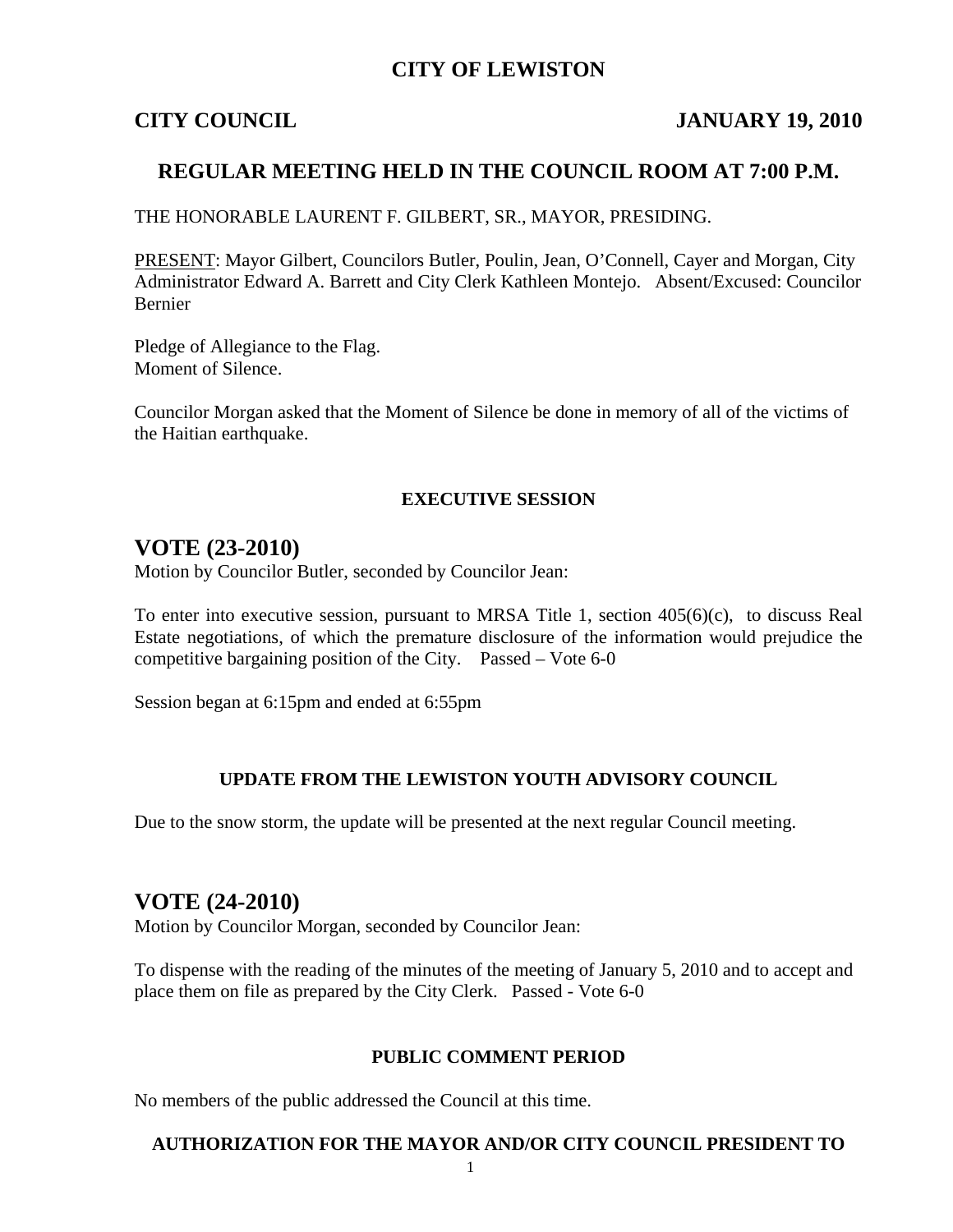# CITY OF LEWISTON

**CITY COUNCIL** **JANUARY 19, 2010**

## REGULAR MEETING HELD IN THE COUNCIL ROOM AT 7:00 P.M.

THE HONORABLE LAURENT F. GILBERT, SR., MAYOR, PRESIDING.

PRESENT: Mayor Gilbert, Councilors Butler, Poulin, Jean, O'Connell, Cayer and Morgan, City Administrator Edward A. Barrett and City Clerk Kathleen Montejo. Absent/Excused: Councilor Bernier

Pledge of Allegiance to the Flag.
Moment of Silence.

Councilor Morgan asked that the Moment of Silence be done in memory of all of the victims of the Haitian earthquake.

**EXECUTIVE SESSION**

## VOTE (23-2010)

Motion by Councilor Butler, seconded by Councilor Jean:

To enter into executive session, pursuant to MRSA Title 1, section 405(6)(c), to discuss Real Estate negotiations, of which the premature disclosure of the information would prejudice the competitive bargaining position of the City. Passed – Vote 6-0

Session began at 6:15pm and ended at 6:55pm

**UPDATE FROM THE LEWISTON YOUTH ADVISORY COUNCIL**

Due to the snow storm, the update will be presented at the next regular Council meeting.

## VOTE (24-2010)

Motion by Councilor Morgan, seconded by Councilor Jean:

To dispense with the reading of the minutes of the meeting of January 5, 2010 and to accept and place them on file as prepared by the City Clerk. Passed - Vote 6-0

**PUBLIC COMMENT PERIOD**

No members of the public addressed the Council at this time.

**AUTHORIZATION FOR THE MAYOR AND/OR CITY COUNCIL PRESIDENT TO**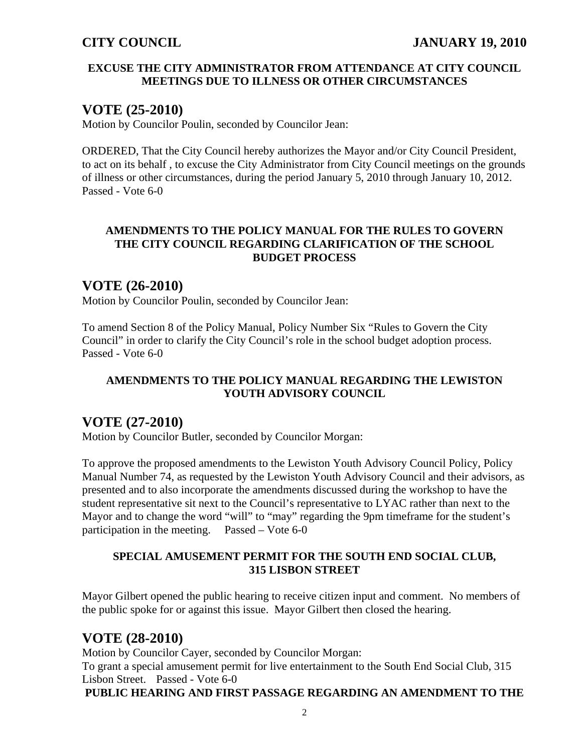#### EXCUSE THE CITY ADMINISTRATOR FROM ATTENDANCE AT CITY COUNCIL MEETINGS DUE TO ILLNESS OR OTHER CIRCUMSTANCES

## VOTE (25-2010)

Motion by Councilor Poulin, seconded by Councilor Jean:

ORDERED, That the City Council hereby authorizes the Mayor and/or City Council President, to act on its behalf , to excuse the City Administrator from City Council meetings on the grounds of illness or other circumstances, during the period January 5, 2010 through January 10, 2012.
Passed - Vote 6-0

#### AMENDMENTS TO THE POLICY MANUAL FOR THE RULES TO GOVERN THE CITY COUNCIL REGARDING CLARIFICATION OF THE SCHOOL BUDGET PROCESS

## VOTE (26-2010)

Motion by Councilor Poulin, seconded by Councilor Jean:

To amend Section 8 of the Policy Manual, Policy Number Six "Rules to Govern the City Council" in order to clarify the City Council's role in the school budget adoption process.
Passed - Vote 6-0

#### AMENDMENTS TO THE POLICY MANUAL REGARDING THE LEWISTON YOUTH ADVISORY COUNCIL

## VOTE (27-2010)

Motion by Councilor Butler, seconded by Councilor Morgan:

To approve the proposed amendments to the Lewiston Youth Advisory Council Policy, Policy Manual Number 74, as requested by the Lewiston Youth Advisory Council and their advisors, as presented and to also incorporate the amendments discussed during the workshop to have the student representative sit next to the Council's representative to LYAC rather than next to the Mayor and to change the word "will" to "may" regarding the 9pm timeframe for the student's participation in the meeting. Passed – Vote 6-0

#### SPECIAL AMUSEMENT PERMIT FOR THE SOUTH END SOCIAL CLUB, 315 LISBON STREET

Mayor Gilbert opened the public hearing to receive citizen input and comment. No members of the public spoke for or against this issue. Mayor Gilbert then closed the hearing.

## VOTE (28-2010)

Motion by Councilor Cayer, seconded by Councilor Morgan:
To grant a special amusement permit for live entertainment to the South End Social Club, 315 Lisbon Street. Passed - Vote 6-0

#### PUBLIC HEARING AND FIRST PASSAGE REGARDING AN AMENDMENT TO THE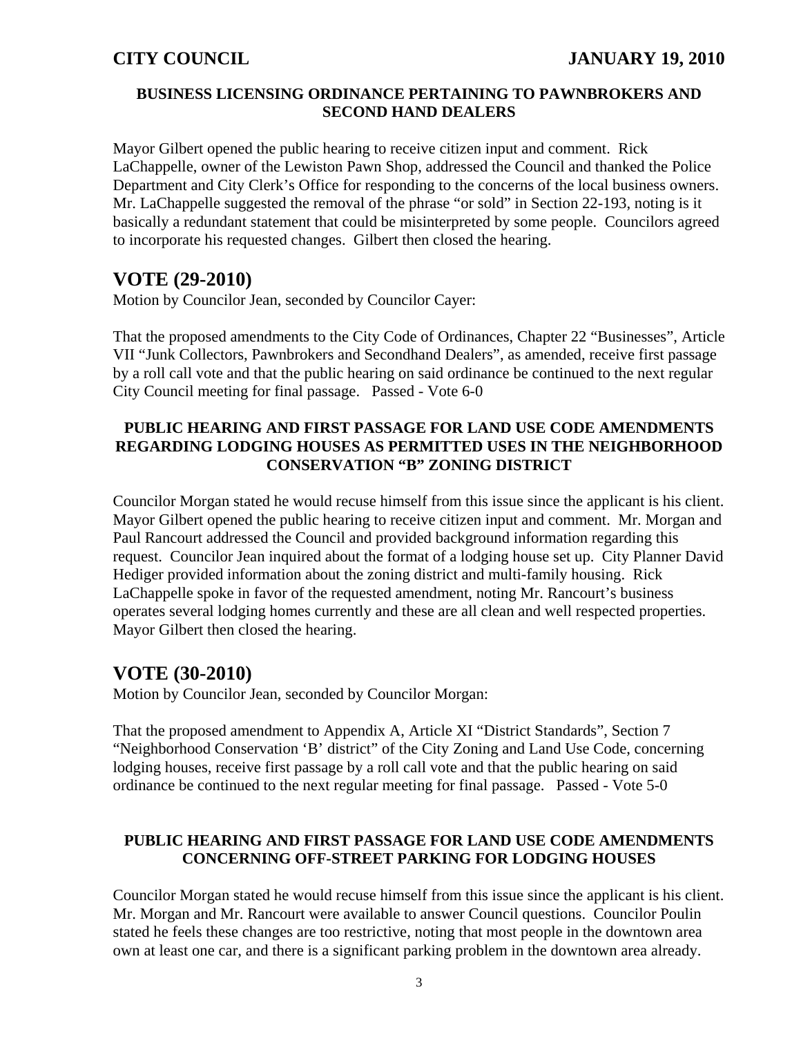### BUSINESS LICENSING ORDINANCE PERTAINING TO PAWNBROKERS AND SECOND HAND DEALERS

Mayor Gilbert opened the public hearing to receive citizen input and comment. Rick LaChappelle, owner of the Lewiston Pawn Shop, addressed the Council and thanked the Police Department and City Clerk's Office for responding to the concerns of the local business owners. Mr. LaChappelle suggested the removal of the phrase "or sold" in Section 22-193, noting is it basically a redundant statement that could be misinterpreted by some people. Councilors agreed to incorporate his requested changes. Gilbert then closed the hearing.

## VOTE (29-2010)

Motion by Councilor Jean, seconded by Councilor Cayer:

That the proposed amendments to the City Code of Ordinances, Chapter 22 "Businesses", Article VII "Junk Collectors, Pawnbrokers and Secondhand Dealers", as amended, receive first passage by a roll call vote and that the public hearing on said ordinance be continued to the next regular City Council meeting for final passage. Passed - Vote 6-0

### PUBLIC HEARING AND FIRST PASSAGE FOR LAND USE CODE AMENDMENTS REGARDING LODGING HOUSES AS PERMITTED USES IN THE NEIGHBORHOOD CONSERVATION "B" ZONING DISTRICT

Councilor Morgan stated he would recuse himself from this issue since the applicant is his client. Mayor Gilbert opened the public hearing to receive citizen input and comment. Mr. Morgan and Paul Rancourt addressed the Council and provided background information regarding this request. Councilor Jean inquired about the format of a lodging house set up. City Planner David Hediger provided information about the zoning district and multi-family housing. Rick LaChappelle spoke in favor of the requested amendment, noting Mr. Rancourt's business operates several lodging homes currently and these are all clean and well respected properties. Mayor Gilbert then closed the hearing.

## VOTE (30-2010)

Motion by Councilor Jean, seconded by Councilor Morgan:

That the proposed amendment to Appendix A, Article XI "District Standards", Section 7 "Neighborhood Conservation 'B' district" of the City Zoning and Land Use Code, concerning lodging houses, receive first passage by a roll call vote and that the public hearing on said ordinance be continued to the next regular meeting for final passage. Passed - Vote 5-0

### PUBLIC HEARING AND FIRST PASSAGE FOR LAND USE CODE AMENDMENTS CONCERNING OFF-STREET PARKING FOR LODGING HOUSES

Councilor Morgan stated he would recuse himself from this issue since the applicant is his client. Mr. Morgan and Mr. Rancourt were available to answer Council questions. Councilor Poulin stated he feels these changes are too restrictive, noting that most people in the downtown area own at least one car, and there is a significant parking problem in the downtown area already.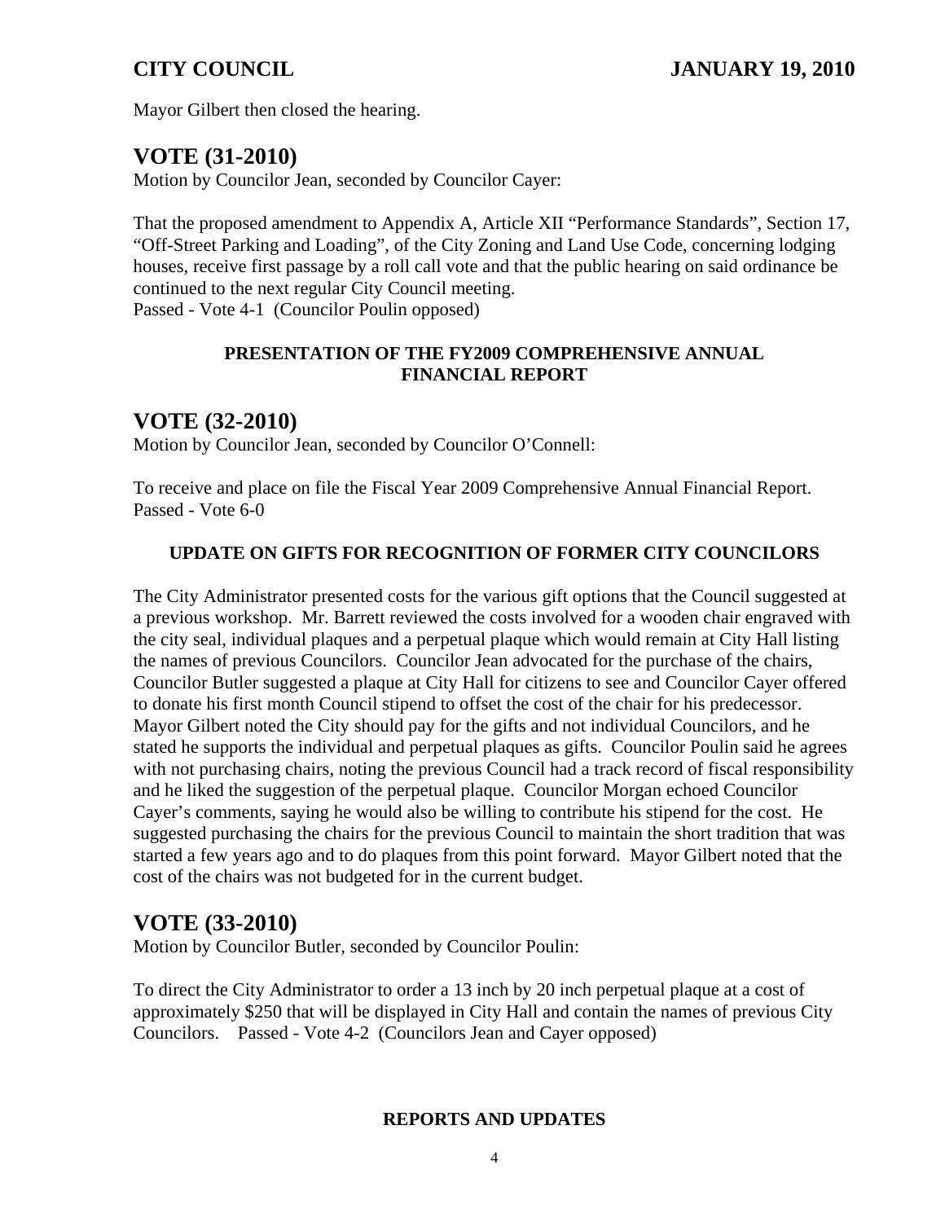Mayor Gilbert then closed the hearing.

## VOTE (31-2010)

Motion by Councilor Jean, seconded by Councilor Cayer:

That the proposed amendment to Appendix A, Article XII "Performance Standards", Section 17, "Off-Street Parking and Loading", of the City Zoning and Land Use Code, concerning lodging houses, receive first passage by a roll call vote and that the public hearing on said ordinance be continued to the next regular City Council meeting.
Passed - Vote 4-1 (Councilor Poulin opposed)

**PRESENTATION OF THE FY2009 COMPREHENSIVE ANNUAL FINANCIAL REPORT**

## VOTE (32-2010)

Motion by Councilor Jean, seconded by Councilor O'Connell:

To receive and place on file the Fiscal Year 2009 Comprehensive Annual Financial Report.
Passed - Vote 6-0

**UPDATE ON GIFTS FOR RECOGNITION OF FORMER CITY COUNCILORS**

The City Administrator presented costs for the various gift options that the Council suggested at a previous workshop. Mr. Barrett reviewed the costs involved for a wooden chair engraved with the city seal, individual plaques and a perpetual plaque which would remain at City Hall listing the names of previous Councilors. Councilor Jean advocated for the purchase of the chairs, Councilor Butler suggested a plaque at City Hall for citizens to see and Councilor Cayer offered to donate his first month Council stipend to offset the cost of the chair for his predecessor. Mayor Gilbert noted the City should pay for the gifts and not individual Councilors, and he stated he supports the individual and perpetual plaques as gifts. Councilor Poulin said he agrees with not purchasing chairs, noting the previous Council had a track record of fiscal responsibility and he liked the suggestion of the perpetual plaque. Councilor Morgan echoed Councilor Cayer's comments, saying he would also be willing to contribute his stipend for the cost. He suggested purchasing the chairs for the previous Council to maintain the short tradition that was started a few years ago and to do plaques from this point forward. Mayor Gilbert noted that the cost of the chairs was not budgeted for in the current budget.

## VOTE (33-2010)

Motion by Councilor Butler, seconded by Councilor Poulin:

To direct the City Administrator to order a 13 inch by 20 inch perpetual plaque at a cost of approximately $250 that will be displayed in City Hall and contain the names of previous City Councilors. Passed - Vote 4-2 (Councilors Jean and Cayer opposed)

**REPORTS AND UPDATES**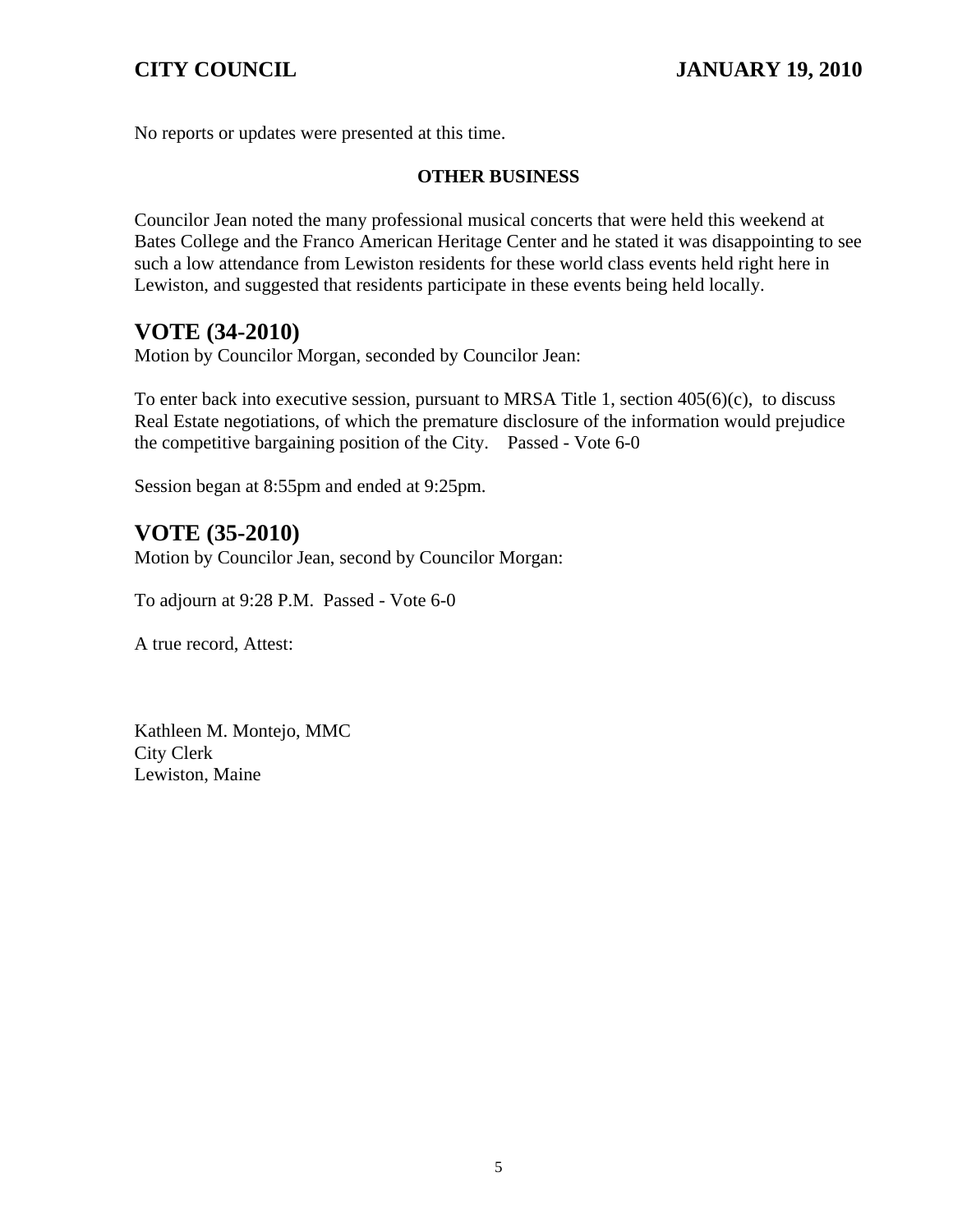No reports or updates were presented at this time.

**OTHER BUSINESS**

Councilor Jean noted the many professional musical concerts that were held this weekend at Bates College and the Franco American Heritage Center and he stated it was disappointing to see such a low attendance from Lewiston residents for these world class events held right here in Lewiston, and suggested that residents participate in these events being held locally.

## VOTE (34-2010)

Motion by Councilor Morgan, seconded by Councilor Jean:

To enter back into executive session, pursuant to MRSA Title 1, section 405(6)(c), to discuss Real Estate negotiations, of which the premature disclosure of the information would prejudice the competitive bargaining position of the City. Passed - Vote 6-0

Session began at 8:55pm and ended at 9:25pm.

## VOTE (35-2010)

Motion by Councilor Jean, second by Councilor Morgan:

To adjourn at 9:28 P.M. Passed - Vote 6-0

A true record, Attest:

Kathleen M. Montejo, MMC
City Clerk
Lewiston, Maine